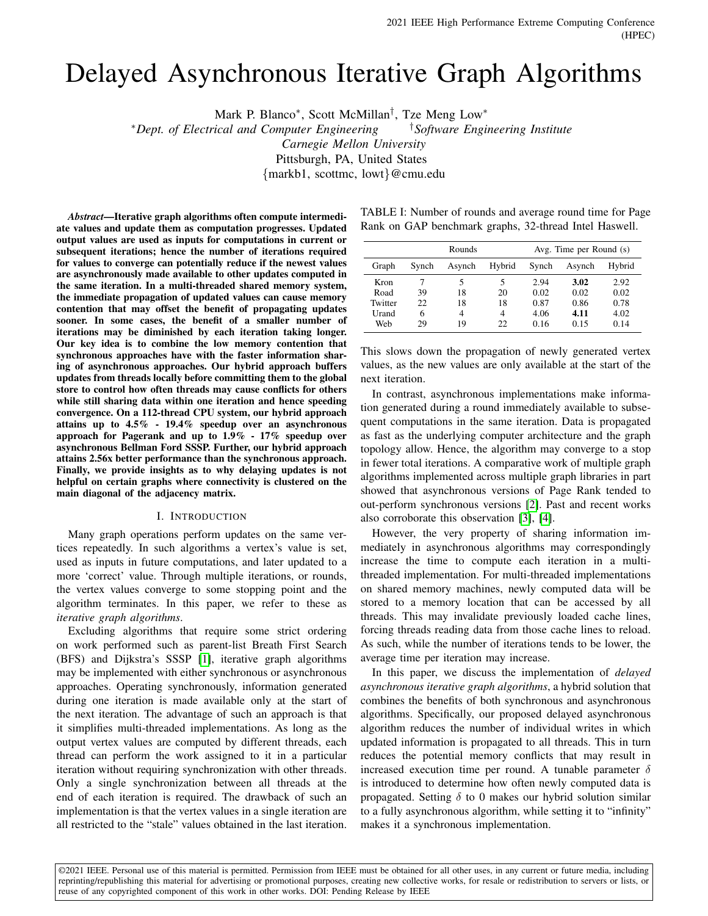# Delayed Asynchronous Iterative Graph Algorithms

Mark P. Blanco*, Scott McMillan†, Tze Meng Low*

*Dept. of Electrical and Computer Engineering †Software Engineering Institute

*Carnegie Mellon University*

Pittsburgh, PA, United States

{markb1, scottmc, lowt}@cmu.edu

***Abstract*—Iterative graph algorithms often compute intermediate values and update them as computation progresses. Updated output values are used as inputs for computations in current or subsequent iterations; hence the number of iterations required for values to converge can potentially reduce if the newest values are asynchronously made available to other updates computed in the same iteration. In a multi-threaded shared memory system, the immediate propagation of updated values can cause memory contention that may offset the benefit of propagating updates sooner. In some cases, the benefit of a smaller number of iterations may be diminished by each iteration taking longer. Our key idea is to combine the low memory contention that synchronous approaches have with the faster information sharing of asynchronous approaches. Our hybrid approach buffers updates from threads locally before committing them to the global store to control how often threads may cause conflicts for others while still sharing data within one iteration and hence speeding convergence. On a 112-thread CPU system, our hybrid approach attains up to 4.5% - 19.4% speedup over an asynchronous approach for Pagerank and up to 1.9% - 17% speedup over asynchronous Bellman Ford SSSP. Further, our hybrid approach attains 2.56x better performance than the synchronous approach. Finally, we provide insights as to why delaying updates is not helpful on certain graphs where connectivity is clustered on the main diagonal of the adjacency matrix.**

## I. Introduction

Many graph operations perform updates on the same vertices repeatedly. In such algorithms a vertex's value is set, used as inputs in future computations, and later updated to a more 'correct' value. Through multiple iterations, or rounds, the vertex values converge to some stopping point and the algorithm terminates. In this paper, we refer to these as *iterative graph algorithms*.

Excluding algorithms that require some strict ordering on work performed such as parent-list Breath First Search (BFS) and Dijkstra's SSSP [1], iterative graph algorithms may be implemented with either synchronous or asynchronous approaches. Operating synchronously, information generated during one iteration is made available only at the start of the next iteration. The advantage of such an approach is that it simplifies multi-threaded implementations. As long as the output vertex values are computed by different threads, each thread can perform the work assigned to it in a particular iteration without requiring synchronization with other threads. Only a single synchronization between all threads at the end of each iteration is required. The drawback of such an implementation is that the vertex values in a single iteration are all restricted to the "stale" values obtained in the last iteration.

TABLE I: Number of rounds and average round time for Page Rank on GAP benchmark graphs, 32-thread Intel Haswell.

| | Rounds | | | Avg. Time per Round (s) | | |
|---|---|---|---|---|---|---|
| Graph | Synch | Asynch | Hybrid | Synch | Asynch | Hybrid |
| Kron | 7 | 5 | 5 | 2.94 | **3.02** | 2.92 |
| Road | 39 | 18 | 20 | 0.02 | 0.02 | 0.02 |
| Twitter | 22 | 18 | 18 | 0.87 | 0.86 | 0.78 |
| Urand | 6 | 4 | 4 | 4.06 | **4.11** | 4.02 |
| Web | 29 | 19 | 22 | 0.16 | 0.15 | 0.14 |

This slows down the propagation of newly generated vertex values, as the new values are only available at the start of the next iteration.

In contrast, asynchronous implementations make information generated during a round immediately available to subsequent computations in the same iteration. Data is propagated as fast as the underlying computer architecture and the graph topology allow. Hence, the algorithm may converge to a stop in fewer total iterations. A comparative work of multiple graph algorithms implemented across multiple graph libraries in part showed that asynchronous versions of Page Rank tended to out-perform synchronous versions [2]. Past and recent works also corroborate this observation [3], [4].

However, the very property of sharing information immediately in asynchronous algorithms may correspondingly increase the time to compute each iteration in a multi-threaded implementation. For multi-threaded implementations on shared memory machines, newly computed data will be stored to a memory location that can be accessed by all threads. This may invalidate previously loaded cache lines, forcing threads reading data from those cache lines to reload. As such, while the number of iterations tends to be lower, the average time per iteration may increase.

In this paper, we discuss the implementation of *delayed asynchronous iterative graph algorithms*, a hybrid solution that combines the benefits of both synchronous and asynchronous algorithms. Specifically, our proposed delayed asynchronous algorithm reduces the number of individual writes in which updated information is propagated to all threads. This in turn reduces the potential memory conflicts that may result in increased execution time per round. A tunable parameter $\delta$ is introduced to determine how often newly computed data is propagated. Setting $\delta$ to 0 makes our hybrid solution similar to a fully asynchronous algorithm, while setting it to "infinity" makes it a synchronous implementation.

©2021 IEEE. Personal use of this material is permitted. Permission from IEEE must be obtained for all other uses, in any current or future media, including reprinting/republishing this material for advertising or promotional purposes, creating new collective works, for resale or redistribution to servers or lists, or reuse of any copyrighted component of this work in other works. DOI: Pending Release by IEEE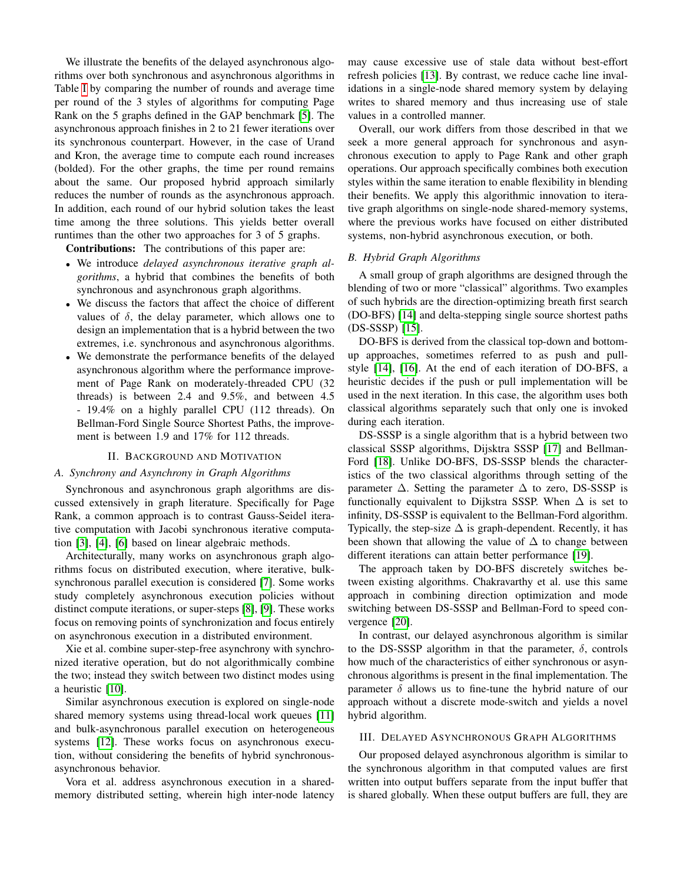We illustrate the benefits of the delayed asynchronous algorithms over both synchronous and asynchronous algorithms in Table I by comparing the number of rounds and average time per round of the 3 styles of algorithms for computing Page Rank on the 5 graphs defined in the GAP benchmark [5]. The asynchronous approach finishes in 2 to 21 fewer iterations over its synchronous counterpart. However, in the case of Urand and Kron, the average time to compute each round increases (bolded). For the other graphs, the time per round remains about the same. Our proposed hybrid approach similarly reduces the number of rounds as the asynchronous approach. In addition, each round of our hybrid solution takes the least time among the three solutions. This yields better overall runtimes than the other two approaches for 3 of 5 graphs.

**Contributions:** The contributions of this paper are:

- We introduce *delayed asynchronous iterative graph algorithms*, a hybrid that combines the benefits of both synchronous and asynchronous graph algorithms.
- We discuss the factors that affect the choice of different values of $\delta$, the delay parameter, which allows one to design an implementation that is a hybrid between the two extremes, i.e. synchronous and asynchronous algorithms.
- We demonstrate the performance benefits of the delayed asynchronous algorithm where the performance improvement of Page Rank on moderately-threaded CPU (32 threads) is between 2.4 and 9.5%, and between 4.5 - 19.4% on a highly parallel CPU (112 threads). On Bellman-Ford Single Source Shortest Paths, the improvement is between 1.9 and 17% for 112 threads.

## II. Background and Motivation

### A. Synchrony and Asynchrony in Graph Algorithms

Synchronous and asynchronous graph algorithms are discussed extensively in graph literature. Specifically for Page Rank, a common approach is to contrast Gauss-Seidel iterative computation with Jacobi synchronous iterative computation [3], [4], [6] based on linear algebraic methods.

Architecturally, many works on asynchronous graph algorithms focus on distributed execution, where iterative, bulk-synchronous parallel execution is considered [7]. Some works study completely asynchronous execution policies without distinct compute iterations, or super-steps [8], [9]. These works focus on removing points of synchronization and focus entirely on asynchronous execution in a distributed environment.

Xie et al. combine super-step-free asynchrony with synchronized iterative operation, but do not algorithmically combine the two; instead they switch between two distinct modes using a heuristic [10].

Similar asynchronous execution is explored on single-node shared memory systems using thread-local work queues [11] and bulk-asynchronous parallel execution on heterogeneous systems [12]. These works focus on asynchronous execution, without considering the benefits of hybrid synchronous-asynchronous behavior.

Vora et al. address asynchronous execution in a shared-memory distributed setting, wherein high inter-node latency may cause excessive use of stale data without best-effort refresh policies [13]. By contrast, we reduce cache line invalidations in a single-node shared memory system by delaying writes to shared memory and thus increasing use of stale values in a controlled manner.

Overall, our work differs from those described in that we seek a more general approach for synchronous and asynchronous execution to apply to Page Rank and other graph operations. Our approach specifically combines both execution styles within the same iteration to enable flexibility in blending their benefits. We apply this algorithmic innovation to iterative graph algorithms on single-node shared-memory systems, where the previous works have focused on either distributed systems, non-hybrid asynchronous execution, or both.

### B. Hybrid Graph Algorithms

A small group of graph algorithms are designed through the blending of two or more "classical" algorithms. Two examples of such hybrids are the direction-optimizing breath first search (DO-BFS) [14] and delta-stepping single source shortest paths (DS-SSSP) [15].

DO-BFS is derived from the classical top-down and bottom-up approaches, sometimes referred to as push and pull-style [14], [16]. At the end of each iteration of DO-BFS, a heuristic decides if the push or pull implementation will be used in the next iteration. In this case, the algorithm uses both classical algorithms separately such that only one is invoked during each iteration.

DS-SSSP is a single algorithm that is a hybrid between two classical SSSP algorithms, Dijsktra SSSP [17] and Bellman-Ford [18]. Unlike DO-BFS, DS-SSSP blends the characteristics of the two classical algorithms through setting of the parameter $\Delta$. Setting the parameter $\Delta$ to zero, DS-SSSP is functionally equivalent to Dijkstra SSSP. When $\Delta$ is set to infinity, DS-SSSP is equivalent to the Bellman-Ford algorithm. Typically, the step-size $\Delta$ is graph-dependent. Recently, it has been shown that allowing the value of $\Delta$ to change between different iterations can attain better performance [19].

The approach taken by DO-BFS discretely switches between existing algorithms. Chakravarthy et al. use this same approach in combining direction optimization and mode switching between DS-SSSP and Bellman-Ford to speed convergence [20].

In contrast, our delayed asynchronous algorithm is similar to the DS-SSSP algorithm in that the parameter, $\delta$, controls how much of the characteristics of either synchronous or asynchronous algorithms is present in the final implementation. The parameter $\delta$ allows us to fine-tune the hybrid nature of our approach without a discrete mode-switch and yields a novel hybrid algorithm.

## III. Delayed Asynchronous Graph Algorithms

Our proposed delayed asynchronous algorithm is similar to the synchronous algorithm in that computed values are first written into output buffers separate from the input buffer that is shared globally. When these output buffers are full, they are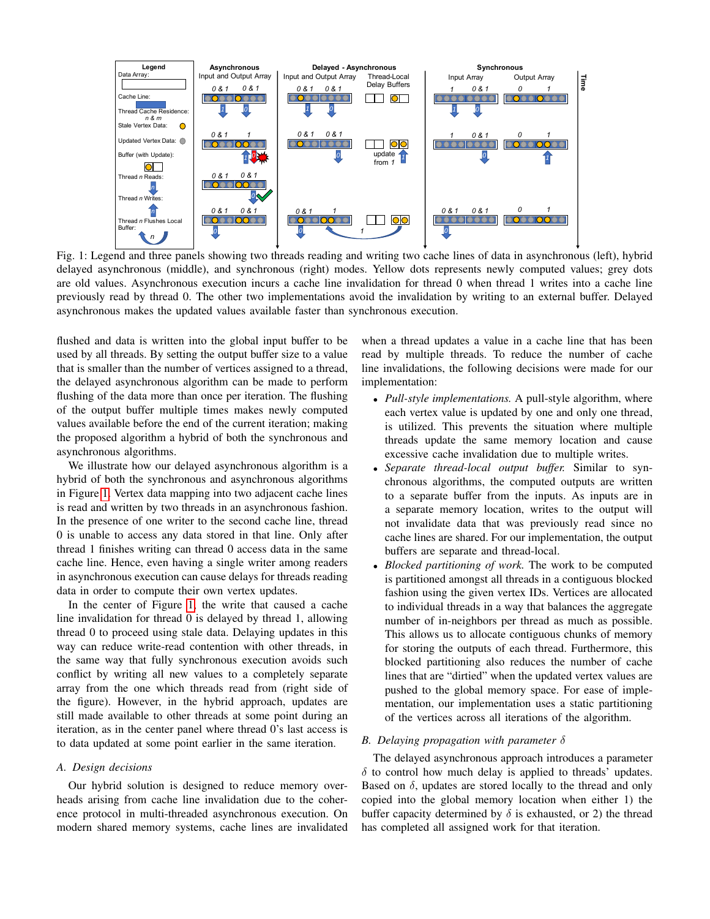Fig. 1: Legend and three panels showing two threads reading and writing two cache lines of data in asynchronous (left), hybrid delayed asynchronous (middle), and synchronous (right) modes. Yellow dots represents newly computed values; grey dots are old values. Asynchronous execution incurs a cache line invalidation for thread 0 when thread 1 writes into a cache line previously read by thread 0. The other two implementations avoid the invalidation by writing to an external buffer. Delayed asynchronous makes the updated values available faster than synchronous execution.

flushed and data is written into the global input buffer to be used by all threads. By setting the output buffer size to a value that is smaller than the number of vertices assigned to a thread, the delayed asynchronous algorithm can be made to perform flushing of the data more than once per iteration. The flushing of the output buffer multiple times makes newly computed values available before the end of the current iteration; making the proposed algorithm a hybrid of both the synchronous and asynchronous algorithms.

We illustrate how our delayed asynchronous algorithm is a hybrid of both the synchronous and asynchronous algorithms in Figure 1. Vertex data mapping into two adjacent cache lines is read and written by two threads in an asynchronous fashion. In the presence of one writer to the second cache line, thread 0 is unable to access any data stored in that line. Only after thread 1 finishes writing can thread 0 access data in the same cache line. Hence, even having a single writer among readers in asynchronous execution can cause delays for threads reading data in order to compute their own vertex updates.

In the center of Figure 1, the write that caused a cache line invalidation for thread 0 is delayed by thread 1, allowing thread 0 to proceed using stale data. Delaying updates in this way can reduce write-read contention with other threads, in the same way that fully synchronous execution avoids such conflict by writing all new values to a completely separate array from the one which threads read from (right side of the figure). However, in the hybrid approach, updates are still made available to other threads at some point during an iteration, as in the center panel where thread 0's last access is to data updated at some point earlier in the same iteration.

### A. Design decisions

Our hybrid solution is designed to reduce memory overheads arising from cache line invalidation due to the coherence protocol in multi-threaded asynchronous execution. On modern shared memory systems, cache lines are invalidated when a thread updates a value in a cache line that has been read by multiple threads. To reduce the number of cache line invalidations, the following decisions were made for our implementation:

- *Pull-style implementations.* A pull-style algorithm, where each vertex value is updated by one and only one thread, is utilized. This prevents the situation where multiple threads update the same memory location and cause excessive cache invalidation due to multiple writes.
- *Separate thread-local output buffer.* Similar to synchronous algorithms, the computed outputs are written to a separate buffer from the inputs. As inputs are in a separate memory location, writes to the output will not invalidate data that was previously read since no cache lines are shared. For our implementation, the output buffers are separate and thread-local.
- *Blocked partitioning of work.* The work to be computed is partitioned amongst all threads in a contiguous blocked fashion using the given vertex IDs. Vertices are allocated to individual threads in a way that balances the aggregate number of in-neighbors per thread as much as possible. This allows us to allocate contiguous chunks of memory for storing the outputs of each thread. Furthermore, this blocked partitioning also reduces the number of cache lines that are "dirtied" when the updated vertex values are pushed to the global memory space. For ease of implementation, our implementation uses a static partitioning of the vertices across all iterations of the algorithm.

### B. Delaying propagation with parameter $\delta$

The delayed asynchronous approach introduces a parameter $\delta$ to control how much delay is applied to threads' updates. Based on $\delta$, updates are stored locally to the thread and only copied into the global memory location when either 1) the buffer capacity determined by $\delta$ is exhausted, or 2) the thread has completed all assigned work for that iteration.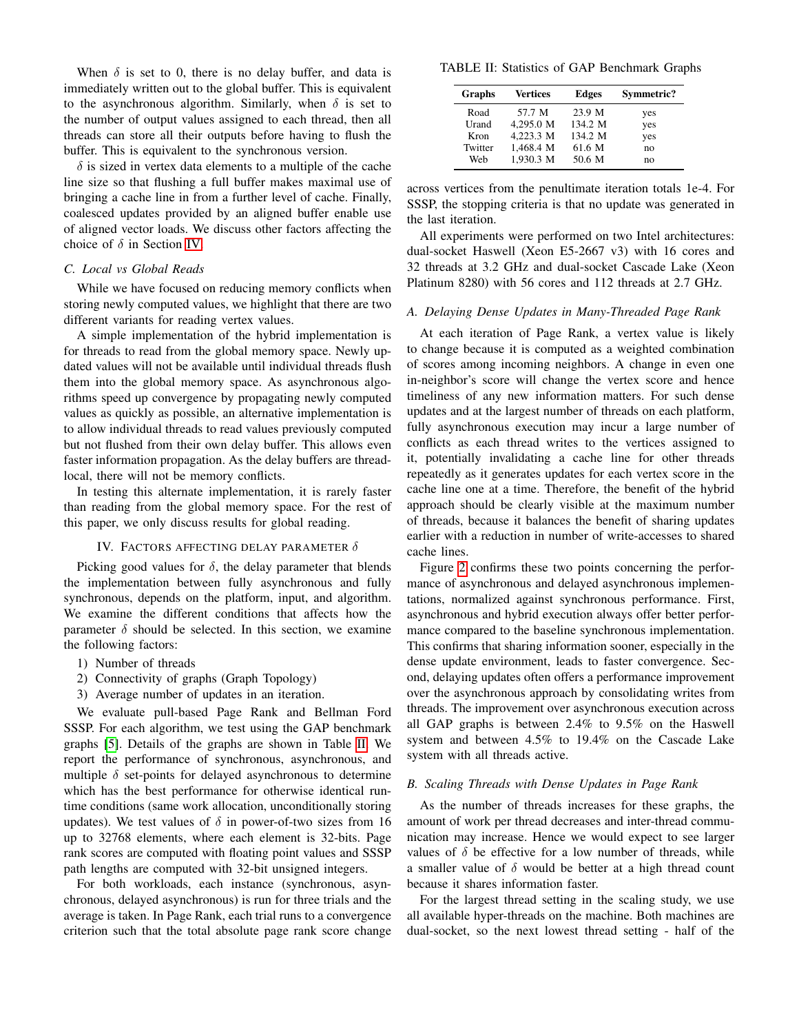When $\delta$ is set to 0, there is no delay buffer, and data is immediately written out to the global buffer. This is equivalent to the asynchronous algorithm. Similarly, when $\delta$ is set to the number of output values assigned to each thread, then all threads can store all their outputs before having to flush the buffer. This is equivalent to the synchronous version.

$\delta$ is sized in vertex data elements to a multiple of the cache line size so that flushing a full buffer makes maximal use of bringing a cache line in from a further level of cache. Finally, coalesced updates provided by an aligned buffer enable use of aligned vector loads. We discuss other factors affecting the choice of $\delta$ in Section IV.

### C. Local vs Global Reads

While we have focused on reducing memory conflicts when storing newly computed values, we highlight that there are two different variants for reading vertex values.

A simple implementation of the hybrid implementation is for threads to read from the global memory space. Newly updated values will not be available until individual threads flush them into the global memory space. As asynchronous algorithms speed up convergence by propagating newly computed values as quickly as possible, an alternative implementation is to allow individual threads to read values previously computed but not flushed from their own delay buffer. This allows even faster information propagation. As the delay buffers are thread-local, there will not be memory conflicts.

In testing this alternate implementation, it is rarely faster than reading from the global memory space. For the rest of this paper, we only discuss results for global reading.

## IV. Factors affecting delay parameter $\delta$

Picking good values for $\delta$, the delay parameter that blends the implementation between fully asynchronous and fully synchronous, depends on the platform, input, and algorithm. We examine the different conditions that affects how the parameter $\delta$ should be selected. In this section, we examine the following factors:

1) Number of threads
2) Connectivity of graphs (Graph Topology)
3) Average number of updates in an iteration.

We evaluate pull-based Page Rank and Bellman Ford SSSP. For each algorithm, we test using the GAP benchmark graphs [5]. Details of the graphs are shown in Table II. We report the performance of synchronous, asynchronous, and multiple $\delta$ set-points for delayed asynchronous to determine which has the best performance for otherwise identical runtime conditions (same work allocation, unconditionally storing updates). We test values of $\delta$ in power-of-two sizes from 16 up to 32768 elements, where each element is 32-bits. Page rank scores are computed with floating point values and SSSP path lengths are computed with 32-bit unsigned integers.

For both workloads, each instance (synchronous, asynchronous, delayed asynchronous) is run for three trials and the average is taken. In Page Rank, each trial runs to a convergence criterion such that the total absolute page rank score change across vertices from the penultimate iteration totals 1e-4. For SSSP, the stopping criteria is that no update was generated in the last iteration.

TABLE II: Statistics of GAP Benchmark Graphs

| Graphs | Vertices | Edges | Symmetric? |
|---|---|---|---|
| Road | 57.7 M | 23.9 M | yes |
| Urand | 4,295.0 M | 134.2 M | yes |
| Kron | 4,223.3 M | 134.2 M | yes |
| Twitter | 1,468.4 M | 61.6 M | no |
| Web | 1,930.3 M | 50.6 M | no |

All experiments were performed on two Intel architectures: dual-socket Haswell (Xeon E5-2667 v3) with 16 cores and 32 threads at 3.2 GHz and dual-socket Cascade Lake (Xeon Platinum 8280) with 56 cores and 112 threads at 2.7 GHz.

### A. Delaying Dense Updates in Many-Threaded Page Rank

At each iteration of Page Rank, a vertex value is likely to change because it is computed as a weighted combination of scores among incoming neighbors. A change in even one in-neighbor's score will change the vertex score and hence timeliness of any new information matters. For such dense updates and at the largest number of threads on each platform, fully asynchronous execution may incur a large number of conflicts as each thread writes to the vertices assigned to it, potentially invalidating a cache line for other threads repeatedly as it generates updates for each vertex score in the cache line one at a time. Therefore, the benefit of the hybrid approach should be clearly visible at the maximum number of threads, because it balances the benefit of sharing updates earlier with a reduction in number of write-accesses to shared cache lines.

Figure 2 confirms these two points concerning the performance of asynchronous and delayed asynchronous implementations, normalized against synchronous performance. First, asynchronous and hybrid execution always offer better performance compared to the baseline synchronous implementation. This confirms that sharing information sooner, especially in the dense update environment, leads to faster convergence. Second, delaying updates often offers a performance improvement over the asynchronous approach by consolidating writes from threads. The improvement over asynchronous execution across all GAP graphs is between 2.4% to 9.5% on the Haswell system and between 4.5% to 19.4% on the Cascade Lake system with all threads active.

### B. Scaling Threads with Dense Updates in Page Rank

As the number of threads increases for these graphs, the amount of work per thread decreases and inter-thread communication may increase. Hence we would expect to see larger values of $\delta$ be effective for a low number of threads, while a smaller value of $\delta$ would be better at a high thread count because it shares information faster.

For the largest thread setting in the scaling study, we use all available hyper-threads on the machine. Both machines are dual-socket, so the next lowest thread setting - half of the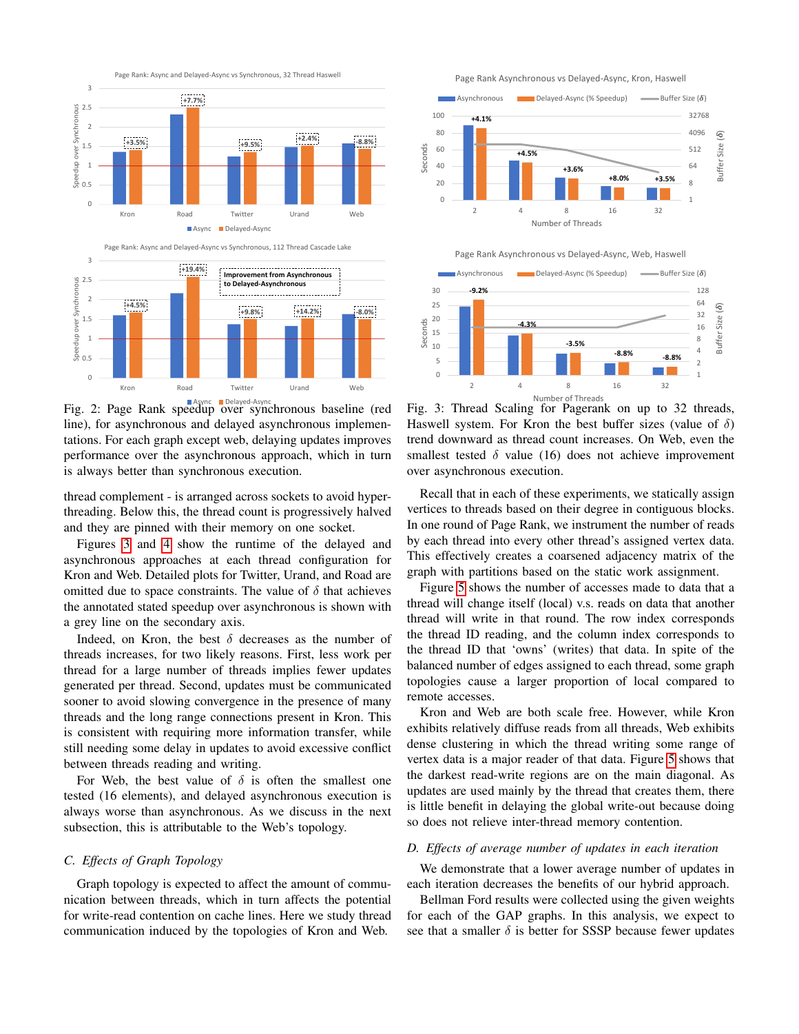Fig. 2: Page Rank speedup over synchronous baseline (red line), for asynchronous and delayed asynchronous implementations. For each graph except web, delaying updates improves performance over the asynchronous approach, which in turn is always better than synchronous execution.

Fig. 3: Thread Scaling for Pagerank on up to 32 threads, Haswell system. For Kron the best buffer sizes (value of $\delta$) trend downward as thread count increases. On Web, even the smallest tested $\delta$ value (16) does not achieve improvement over asynchronous execution.

thread complement - is arranged across sockets to avoid hyper-threading. Below this, the thread count is progressively halved and they are pinned with their memory on one socket.

Figures 3 and 4 show the runtime of the delayed and asynchronous approaches at each thread configuration for Kron and Web. Detailed plots for Twitter, Urand, and Road are omitted due to space constraints. The value of $\delta$ that achieves the annotated stated speedup over asynchronous is shown with a grey line on the secondary axis.

Indeed, on Kron, the best $\delta$ decreases as the number of threads increases, for two likely reasons. First, less work per thread for a large number of threads implies fewer updates generated per thread. Second, updates must be communicated sooner to avoid slowing convergence in the presence of many threads and the long range connections present in Kron. This is consistent with requiring more information transfer, while still needing some delay in updates to avoid excessive conflict between threads reading and writing.

For Web, the best value of $\delta$ is often the smallest one tested (16 elements), and delayed asynchronous execution is always worse than asynchronous. As we discuss in the next subsection, this is attributable to the Web's topology.

### C. Effects of Graph Topology

Graph topology is expected to affect the amount of communication between threads, which in turn affects the potential for write-read contention on cache lines. Here we study thread communication induced by the topologies of Kron and Web.

Recall that in each of these experiments, we statically assign vertices to threads based on their degree in contiguous blocks. In one round of Page Rank, we instrument the number of reads by each thread into every other thread's assigned vertex data. This effectively creates a coarsened adjacency matrix of the graph with partitions based on the static work assignment.

Figure 5 shows the number of accesses made to data that a thread will change itself (local) v.s. reads on data that another thread will write in that round. The row index corresponds the thread ID reading, and the column index corresponds to the thread ID that 'owns' (writes) that data. In spite of the balanced number of edges assigned to each thread, some graph topologies cause a larger proportion of local compared to remote accesses.

Kron and Web are both scale free. However, while Kron exhibits relatively diffuse reads from all threads, Web exhibits dense clustering in which the thread writing some range of vertex data is a major reader of that data. Figure 5 shows that the darkest read-write regions are on the main diagonal. As updates are used mainly by the thread that creates them, there is little benefit in delaying the global write-out because doing so does not relieve inter-thread memory contention.

### D. Effects of average number of updates in each iteration

We demonstrate that a lower average number of updates in each iteration decreases the benefits of our hybrid approach.

Bellman Ford results were collected using the given weights for each of the GAP graphs. In this analysis, we expect to see that a smaller $\delta$ is better for SSSP because fewer updates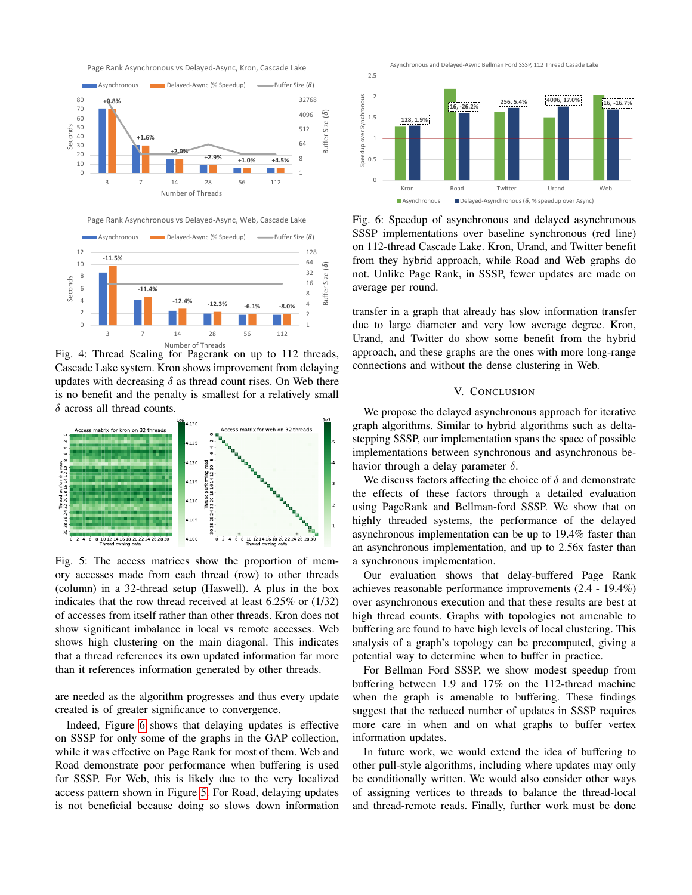Fig. 4: Thread Scaling for Pagerank on up to 112 threads, Cascade Lake system. Kron shows improvement from delaying updates with decreasing $\delta$ as thread count rises. On Web there is no benefit and the penalty is smallest for a relatively small $\delta$ across all thread counts.

Fig. 5: The access matrices show the proportion of memory accesses made from each thread (row) to other threads (column) in a 32-thread setup (Haswell). A plus in the box indicates that the row thread received at least 6.25% or (1/32) of accesses from itself rather than other threads. Kron does not show significant imbalance in local vs remote accesses. Web shows high clustering on the main diagonal. This indicates that a thread references its own updated information far more than it references information generated by other threads.

are needed as the algorithm progresses and thus every update created is of greater significance to convergence.

Indeed, Figure 6 shows that delaying updates is effective on SSSP for only some of the graphs in the GAP collection, while it was effective on Page Rank for most of them. Web and Road demonstrate poor performance when buffering is used for SSSP. For Web, this is likely due to the very localized access pattern shown in Figure 5. For Road, delaying updates is not beneficial because doing so slows down information transfer in a graph that already has slow information transfer due to large diameter and very low average degree. Kron, Urand, and Twitter do show some benefit from the hybrid approach, and these graphs are the ones with more long-range connections and without the dense clustering in Web.

Fig. 6: Speedup of asynchronous and delayed asynchronous SSSP implementations over baseline synchronous (red line) on 112-thread Cascade Lake. Kron, Urand, and Twitter benefit from they hybrid approach, while Road and Web graphs do not. Unlike Page Rank, in SSSP, fewer updates are made on average per round.

## V. Conclusion

We propose the delayed asynchronous approach for iterative graph algorithms. Similar to hybrid algorithms such as delta-stepping SSSP, our implementation spans the space of possible implementations between synchronous and asynchronous behavior through a delay parameter $\delta$.

We discuss factors affecting the choice of $\delta$ and demonstrate the effects of these factors through a detailed evaluation using PageRank and Bellman-ford SSSP. We show that on highly threaded systems, the performance of the delayed asynchronous implementation can be up to 19.4% faster than an asynchronous implementation, and up to 2.56x faster than a synchronous implementation.

Our evaluation shows that delay-buffered Page Rank achieves reasonable performance improvements (2.4 - 19.4%) over asynchronous execution and that these results are best at high thread counts. Graphs with topologies not amenable to buffering are found to have high levels of local clustering. This analysis of a graph's topology can be precomputed, giving a potential way to determine when to buffer in practice.

For Bellman Ford SSSP, we show modest speedup from buffering between 1.9 and 17% on the 112-thread machine when the graph is amenable to buffering. These findings suggest that the reduced number of updates in SSSP requires more care in when and on what graphs to buffer vertex information updates.

In future work, we would extend the idea of buffering to other pull-style algorithms, including where updates may only be conditionally written. We would also consider other ways of assigning vertices to threads to balance the thread-local and thread-remote reads. Finally, further work must be done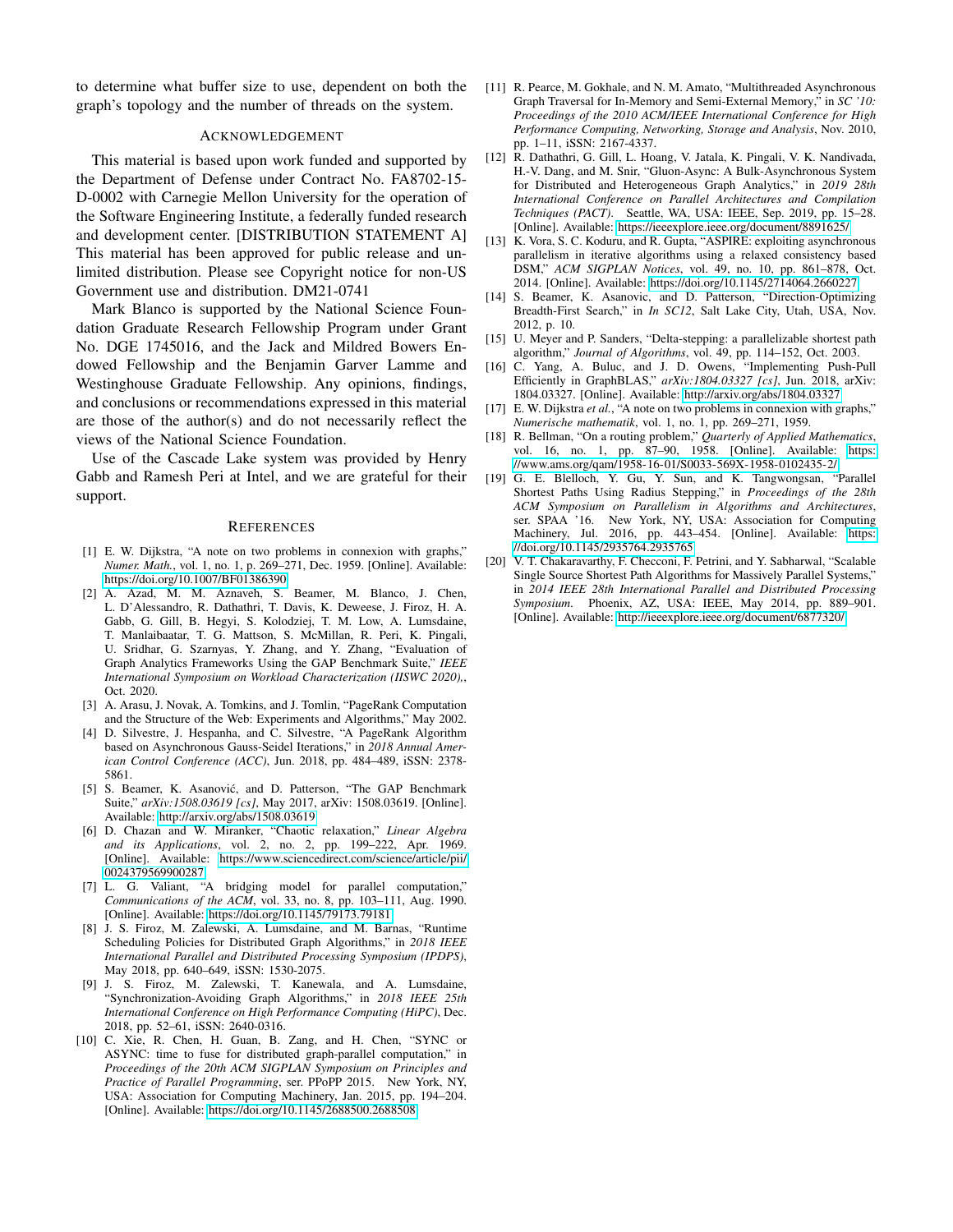to determine what buffer size to use, dependent on both the graph's topology and the number of threads on the system.

## Acknowledgement

This material is based upon work funded and supported by the Department of Defense under Contract No. FA8702-15-D-0002 with Carnegie Mellon University for the operation of the Software Engineering Institute, a federally funded research and development center. [DISTRIBUTION STATEMENT A] This material has been approved for public release and unlimited distribution. Please see Copyright notice for non-US Government use and distribution. DM21-0741

Mark Blanco is supported by the National Science Foundation Graduate Research Fellowship Program under Grant No. DGE 1745016, and the Jack and Mildred Bowers Endowed Fellowship and the Benjamin Garver Lamme and Westinghouse Graduate Fellowship. Any opinions, findings, and conclusions or recommendations expressed in this material are those of the author(s) and do not necessarily reflect the views of the National Science Foundation.

Use of the Cascade Lake system was provided by Henry Gabb and Ramesh Peri at Intel, and we are grateful for their support.

## References

[1] E. W. Dijkstra, "A note on two problems in connexion with graphs," *Numer. Math.*, vol. 1, no. 1, p. 269–271, Dec. 1959. [Online]. Available: https://doi.org/10.1007/BF01386390

[2] A. Azad, M. M. Aznaveh, S. Beamer, M. Blanco, J. Chen, L. D'Alessandro, R. Dathathri, T. Davis, K. Deweese, J. Firoz, H. A. Gabb, G. Gill, B. Hegyi, S. Kolodziej, T. M. Low, A. Lumsdaine, T. Manlaibaatar, T. G. Mattson, S. McMillan, R. Peri, K. Pingali, U. Sridhar, G. Szarnyas, Y. Zhang, and Y. Zhang, "Evaluation of Graph Analytics Frameworks Using the GAP Benchmark Suite," *IEEE International Symposium on Workload Characterization (IISWC 2020),*, Oct. 2020.

[3] A. Arasu, J. Novak, A. Tomkins, and J. Tomlin, "PageRank Computation and the Structure of the Web: Experiments and Algorithms," May 2002.

[4] D. Silvestre, J. Hespanha, and C. Silvestre, "A PageRank Algorithm based on Asynchronous Gauss-Seidel Iterations," in *2018 Annual American Control Conference (ACC)*, Jun. 2018, pp. 484–489, iSSN: 2378-5861.

[5] S. Beamer, K. Asanović, and D. Patterson, "The GAP Benchmark Suite," *arXiv:1508.03619 [cs]*, May 2017, arXiv: 1508.03619. [Online]. Available: http://arxiv.org/abs/1508.03619

[6] D. Chazan and W. Miranker, "Chaotic relaxation," *Linear Algebra and its Applications*, vol. 2, no. 2, pp. 199–222, Apr. 1969. [Online]. Available: https://www.sciencedirect.com/science/article/pii/0024379569900287

[7] L. G. Valiant, "A bridging model for parallel computation," *Communications of the ACM*, vol. 33, no. 8, pp. 103–111, Aug. 1990. [Online]. Available: https://doi.org/10.1145/79173.79181

[8] J. S. Firoz, M. Zalewski, A. Lumsdaine, and M. Barnas, "Runtime Scheduling Policies for Distributed Graph Algorithms," in *2018 IEEE International Parallel and Distributed Processing Symposium (IPDPS)*, May 2018, pp. 640–649, iSSN: 1530-2075.

[9] J. S. Firoz, M. Zalewski, T. Kanewala, and A. Lumsdaine, "Synchronization-Avoiding Graph Algorithms," in *2018 IEEE 25th International Conference on High Performance Computing (HiPC)*, Dec. 2018, pp. 52–61, iSSN: 2640-0316.

[10] C. Xie, R. Chen, H. Guan, B. Zang, and H. Chen, "SYNC or ASYNC: time to fuse for distributed graph-parallel computation," in *Proceedings of the 20th ACM SIGPLAN Symposium on Principles and Practice of Parallel Programming*, ser. PPoPP 2015. New York, NY, USA: Association for Computing Machinery, Jan. 2015, pp. 194–204. [Online]. Available: https://doi.org/10.1145/2688500.2688508

[11] R. Pearce, M. Gokhale, and N. M. Amato, "Multithreaded Asynchronous Graph Traversal for In-Memory and Semi-External Memory," in *SC '10: Proceedings of the 2010 ACM/IEEE International Conference for High Performance Computing, Networking, Storage and Analysis*, Nov. 2010, pp. 1–11, iSSN: 2167-4337.

[12] R. Dathathri, G. Gill, L. Hoang, V. Jatala, K. Pingali, V. K. Nandivada, H.-V. Dang, and M. Snir, "Gluon-Async: A Bulk-Asynchronous System for Distributed and Heterogeneous Graph Analytics," in *2019 28th International Conference on Parallel Architectures and Compilation Techniques (PACT)*. Seattle, WA, USA: IEEE, Sep. 2019, pp. 15–28. [Online]. Available: https://ieeexplore.ieee.org/document/8891625/

[13] K. Vora, S. C. Koduru, and R. Gupta, "ASPIRE: exploiting asynchronous parallelism in iterative algorithms using a relaxed consistency based DSM," *ACM SIGPLAN Notices*, vol. 49, no. 10, pp. 861–878, Oct. 2014. [Online]. Available: https://doi.org/10.1145/2714064.2660227

[14] S. Beamer, K. Asanovic, and D. Patterson, "Direction-Optimizing Breadth-First Search," in *In SC12*, Salt Lake City, Utah, USA, Nov. 2012, p. 10.

[15] U. Meyer and P. Sanders, "Delta-stepping: a parallelizable shortest path algorithm," *Journal of Algorithms*, vol. 49, pp. 114–152, Oct. 2003.

[16] C. Yang, A. Buluc, and J. D. Owens, "Implementing Push-Pull Efficiently in GraphBLAS," *arXiv:1804.03327 [cs]*, Jun. 2018, arXiv: 1804.03327. [Online]. Available: http://arxiv.org/abs/1804.03327

[17] E. W. Dijkstra *et al.*, "A note on two problems in connexion with graphs," *Numerische mathematik*, vol. 1, no. 1, pp. 269–271, 1959.

[18] R. Bellman, "On a routing problem," *Quarterly of Applied Mathematics*, vol. 16, no. 1, pp. 87–90, 1958. [Online]. Available: https://www.ams.org/qam/1958-16-01/S0033-569X-1958-0102435-2/

[19] G. E. Blelloch, Y. Gu, Y. Sun, and K. Tangwongsan, "Parallel Shortest Paths Using Radius Stepping," in *Proceedings of the 28th ACM Symposium on Parallelism in Algorithms and Architectures*, ser. SPAA '16. New York, NY, USA: Association for Computing Machinery, Jul. 2016, pp. 443–454. [Online]. Available: https://doi.org/10.1145/2935764.2935765

[20] V. T. Chakaravarthy, F. Checconi, F. Petrini, and Y. Sabharwal, "Scalable Single Source Shortest Path Algorithms for Massively Parallel Systems," in *2014 IEEE 28th International Parallel and Distributed Processing Symposium*. Phoenix, AZ, USA: IEEE, May 2014, pp. 889–901. [Online]. Available: http://ieeexplore.ieee.org/document/6877320/